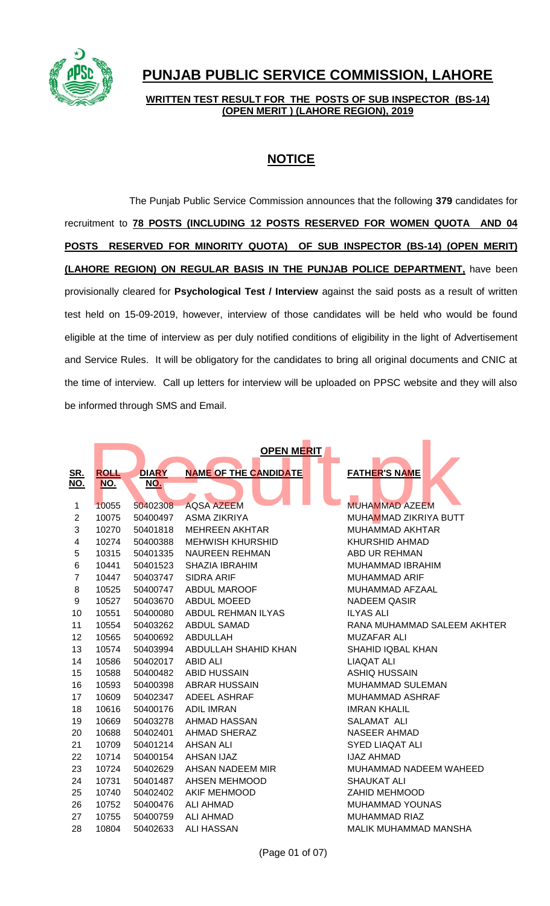# PUNJAB PUBLIC SERVICE COMMISSION, LAHORE

**WRITTEN TEST RESULT FOR THE POSTS OF SUB INSPECTOR (BS-14) (OPEN MERIT ) (LAHORE REGION), 2019**

## NOTICE

The Punjab Public Service Commission announces that the following **379** candidates for recruitment to **78 POSTS (INCLUDING 12 POSTS RESERVED FOR WOMEN QUOTA AND 04 POSTS RESERVED FOR MINORITY QUOTA) OF SUB INSPECTOR (BS-14) (OPEN MERIT) (LAHORE REGION) ON REGULAR BASIS IN THE PUNJAB POLICE DEPARTMENT,** have been provisionally cleared for **Psychological Test / Interview** against the said posts as a result of written test held on 15-09-2019, however, interview of those candidates will be held who would be found eligible at the time of interview as per duly notified conditions of eligibility in the light of Advertisement and Service Rules. It will be obligatory for the candidates to bring all original documents and CNIC at the time of interview. Call up letters for interview will be uploaded on PPSC website and they will also be informed through SMS and Email.

**OPEN MERIT**

| SR. NO. | ROLL NO. | DIARY NO. | NAME OF THE CANDIDATE | FATHER'S NAME |
|---|---|---|---|---|
| 1 | 10055 | 50402308 | AQSA AZEEM | MUHAMMAD AZEEM |
| 2 | 10075 | 50400497 | ASMA ZIKRIYA | MUHAMMAD ZIKRIYA BUTT |
| 3 | 10270 | 50401818 | MEHREEN AKHTAR | MUHAMMAD AKHTAR |
| 4 | 10274 | 50400388 | MEHWISH KHURSHID | KHURSHID AHMAD |
| 5 | 10315 | 50401335 | NAUREEN REHMAN | ABD UR REHMAN |
| 6 | 10441 | 50401523 | SHAZIA IBRAHIM | MUHAMMAD IBRAHIM |
| 7 | 10447 | 50403747 | SIDRA ARIF | MUHAMMAD ARIF |
| 8 | 10525 | 50400747 | ABDUL MAROOF | MUHAMMAD AFZAAL |
| 9 | 10527 | 50403670 | ABDUL MOEED | NADEEM QASIR |
| 10 | 10551 | 50400080 | ABDUL REHMAN ILYAS | ILYAS ALI |
| 11 | 10554 | 50403262 | ABDUL SAMAD | RANA MUHAMMAD SALEEM AKHTER |
| 12 | 10565 | 50400692 | ABDULLAH | MUZAFAR ALI |
| 13 | 10574 | 50403994 | ABDULLAH SHAHID KHAN | SHAHID IQBAL KHAN |
| 14 | 10586 | 50402017 | ABID ALI | LIAQAT ALI |
| 15 | 10588 | 50400482 | ABID HUSSAIN | ASHIQ HUSSAIN |
| 16 | 10593 | 50400398 | ABRAR HUSSAIN | MUHAMMAD SULEMAN |
| 17 | 10609 | 50402347 | ADEEL ASHRAF | MUHAMMAD ASHRAF |
| 18 | 10616 | 50400176 | ADIL IMRAN | IMRAN KHALIL |
| 19 | 10669 | 50403278 | AHMAD HASSAN | SALAMAT ALI |
| 20 | 10688 | 50402401 | AHMAD SHERAZ | NASEER AHMAD |
| 21 | 10709 | 50401214 | AHSAN ALI | SYED LIAQAT ALI |
| 22 | 10714 | 50400154 | AHSAN IJAZ | IJAZ AHMAD |
| 23 | 10724 | 50402629 | AHSAN NADEEM MIR | MUHAMMAD NADEEM WAHEED |
| 24 | 10731 | 50401487 | AHSEN MEHMOOD | SHAUKAT ALI |
| 25 | 10740 | 50402402 | AKIF MEHMOOD | ZAHID MEHMOOD |
| 26 | 10752 | 50400476 | ALI AHMAD | MUHAMMAD YOUNAS |
| 27 | 10755 | 50400759 | ALI AHMAD | MUHAMMAD RIAZ |
| 28 | 10804 | 50402633 | ALI HASSAN | MALIK MUHAMMAD MANSHA |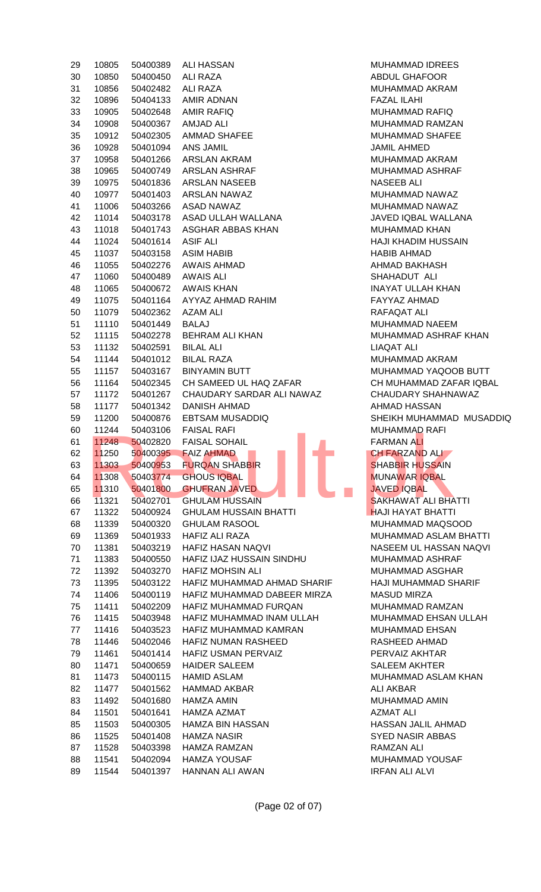| | | | | |
|---|---|---|---|---|
| 29 | 10805 | 50400389 | ALI HASSAN | MUHAMMAD IDREES |
| 30 | 10850 | 50400450 | ALI RAZA | ABDUL GHAFOOR |
| 31 | 10856 | 50402482 | ALI RAZA | MUHAMMAD AKRAM |
| 32 | 10896 | 50404133 | AMIR ADNAN | FAZAL ILAHI |
| 33 | 10905 | 50402648 | AMIR RAFIQ | MUHAMMAD RAFIQ |
| 34 | 10908 | 50400367 | AMJAD ALI | MUHAMMAD RAMZAN |
| 35 | 10912 | 50402305 | AMMAD SHAFEE | MUHAMMAD SHAFEE |
| 36 | 10928 | 50401094 | ANS JAMIL | JAMIL AHMED |
| 37 | 10958 | 50401266 | ARSLAN AKRAM | MUHAMMAD AKRAM |
| 38 | 10965 | 50400749 | ARSLAN ASHRAF | MUHAMMAD ASHRAF |
| 39 | 10975 | 50401836 | ARSLAN NASEEB | NASEEB ALI |
| 40 | 10977 | 50401403 | ARSLAN NAWAZ | MUHAMMAD NAWAZ |
| 41 | 11006 | 50403266 | ASAD NAWAZ | MUHAMMAD NAWAZ |
| 42 | 11014 | 50403178 | ASAD ULLAH WALLANA | JAVED IQBAL WALLANA |
| 43 | 11018 | 50401743 | ASGHAR ABBAS KHAN | MUHAMMAD KHAN |
| 44 | 11024 | 50401614 | ASIF ALI | HAJI KHADIM HUSSAIN |
| 45 | 11037 | 50403158 | ASIM HABIB | HABIB AHMAD |
| 46 | 11055 | 50402276 | AWAIS AHMAD | AHMAD BAKHASH |
| 47 | 11060 | 50400489 | AWAIS ALI | SHAHADUT ALI |
| 48 | 11065 | 50400672 | AWAIS KHAN | INAYAT ULLAH KHAN |
| 49 | 11075 | 50401164 | AYYAZ AHMAD RAHIM | FAYYAZ AHMAD |
| 50 | 11079 | 50402362 | AZAM ALI | RAFAQAT ALI |
| 51 | 11110 | 50401449 | BALAJ | MUHAMMAD NAEEM |
| 52 | 11115 | 50402278 | BEHRAM ALI KHAN | MUHAMMAD ASHRAF KHAN |
| 53 | 11132 | 50402591 | BILAL ALI | LIAQAT ALI |
| 54 | 11144 | 50401012 | BILAL RAZA | MUHAMMAD AKRAM |
| 55 | 11157 | 50403167 | BINYAMIN BUTT | MUHAMMAD YAQOOB BUTT |
| 56 | 11164 | 50402345 | CH SAMEED UL HAQ ZAFAR | CH MUHAMMAD ZAFAR IQBAL |
| 57 | 11172 | 50401267 | CHAUDARY SARDAR ALI NAWAZ | CHAUDARY SHAHNAWAZ |
| 58 | 11177 | 50401342 | DANISH AHMAD | AHMAD HASSAN |
| 59 | 11200 | 50400876 | EBTSAM MUSADDIQ | SHEIKH MUHAMMAD MUSADDIQ |
| 60 | 11244 | 50403106 | FAISAL RAFI | MUHAMMAD RAFI |
| 61 | 11248 | 50402820 | FAISAL SOHAIL | FARMAN ALI |
| 62 | 11250 | 50400395 | FAIZ AHMAD | CH FARZAND ALI |
| 63 | 11303 | 50400953 | FURQAN SHABBIR | SHABBIR HUSSAIN |
| 64 | 11308 | 50403774 | GHOUS IQBAL | MUNAWAR IQBAL |
| 65 | 11310 | 50401800 | GHUFRAN JAVED | JAVED IQBAL |
| 66 | 11321 | 50402701 | GHULAM HUSSAIN | SAKHAWAT ALI BHATTI |
| 67 | 11322 | 50400924 | GHULAM HUSSAIN BHATTI | HAJI HAYAT BHATTI |
| 68 | 11339 | 50400320 | GHULAM RASOOL | MUHAMMAD MAQSOOD |
| 69 | 11369 | 50401933 | HAFIZ ALI RAZA | MUHAMMAD ASLAM BHATTI |
| 70 | 11381 | 50403219 | HAFIZ HASAN NAQVI | NASEEM UL HASSAN NAQVI |
| 71 | 11383 | 50400550 | HAFIZ IJAZ HUSSAIN SINDHU | MUHAMMAD ASHRAF |
| 72 | 11392 | 50403270 | HAFIZ MOHSIN ALI | MUHAMMAD ASGHAR |
| 73 | 11395 | 50403122 | HAFIZ MUHAMMAD AHMAD SHARIF | HAJI MUHAMMAD SHARIF |
| 74 | 11406 | 50400119 | HAFIZ MUHAMMAD DABEER MIRZA | MASUD MIRZA |
| 75 | 11411 | 50402209 | HAFIZ MUHAMMAD FURQAN | MUHAMMAD RAMZAN |
| 76 | 11415 | 50403948 | HAFIZ MUHAMMAD INAM ULLAH | MUHAMMAD EHSAN ULLAH |
| 77 | 11416 | 50403523 | HAFIZ MUHAMMAD KAMRAN | MUHAMMAD EHSAN |
| 78 | 11446 | 50402046 | HAFIZ NUMAN RASHEED | RASHEED AHMAD |
| 79 | 11461 | 50401414 | HAFIZ USMAN PERVAIZ | PERVAIZ AKHTAR |
| 80 | 11471 | 50400659 | HAIDER SALEEM | SALEEM AKHTER |
| 81 | 11473 | 50400115 | HAMID ASLAM | MUHAMMAD ASLAM KHAN |
| 82 | 11477 | 50401562 | HAMMAD AKBAR | ALI AKBAR |
| 83 | 11492 | 50401680 | HAMZA AMIN | MUHAMMAD AMIN |
| 84 | 11501 | 50401641 | HAMZA AZMAT | AZMAT ALI |
| 85 | 11503 | 50400305 | HAMZA BIN HASSAN | HASSAN JALIL AHMAD |
| 86 | 11525 | 50401408 | HAMZA NASIR | SYED NASIR ABBAS |
| 87 | 11528 | 50403398 | HAMZA RAMZAN | RAMZAN ALI |
| 88 | 11541 | 50402094 | HAMZA YOUSAF | MUHAMMAD YOUSAF |
| 89 | 11544 | 50401397 | HANNAN ALI AWAN | IRFAN ALI ALVI |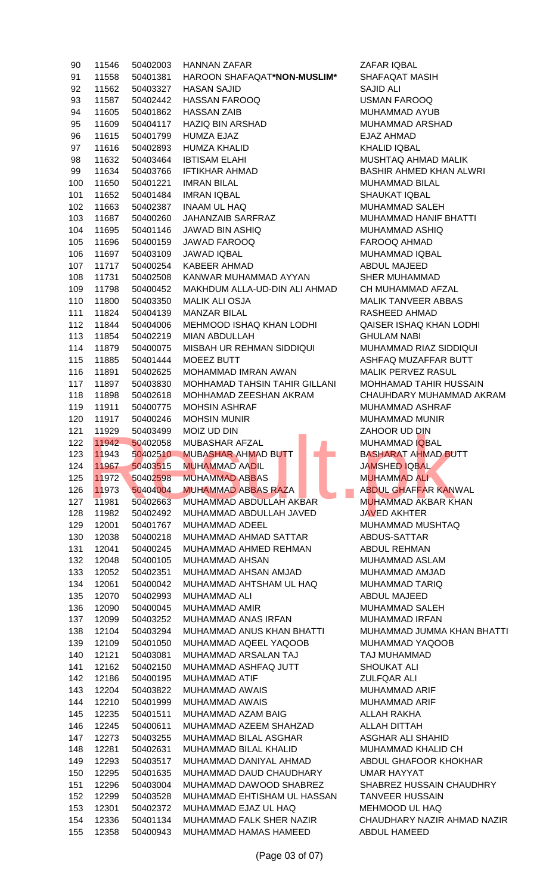| | | | | |
|---|---|---|---|---|
| 90 | 11546 | 50402003 | HANNAN ZAFAR | ZAFAR IQBAL |
| 91 | 11558 | 50401381 | HAROON SHAFAQAT**\*NON-MUSLIM\*** | SHAFAQAT MASIH |
| 92 | 11562 | 50403327 | HASAN SAJID | SAJID ALI |
| 93 | 11587 | 50402442 | HASSAN FAROOQ | USMAN FAROOQ |
| 94 | 11605 | 50401862 | HASSAN ZAIB | MUHAMMAD AYUB |
| 95 | 11609 | 50404117 | HAZIQ BIN ARSHAD | MUHAMMAD ARSHAD |
| 96 | 11615 | 50401799 | HUMZA EJAZ | EJAZ AHMAD |
| 97 | 11616 | 50402893 | HUMZA KHALID | KHALID IQBAL |
| 98 | 11632 | 50403464 | IBTISAM ELAHI | MUSHTAQ AHMAD MALIK |
| 99 | 11634 | 50403766 | IFTIKHAR AHMAD | BASHIR AHMED KHAN ALWRI |
| 100 | 11650 | 50401221 | IMRAN BILAL | MUHAMMAD BILAL |
| 101 | 11652 | 50401484 | IMRAN IQBAL | SHAUKAT IQBAL |
| 102 | 11663 | 50402387 | INAAM UL HAQ | MUHAMMAD SALEH |
| 103 | 11687 | 50400260 | JAHANZAIB SARFRAZ | MUHAMMAD HANIF BHATTI |
| 104 | 11695 | 50401146 | JAWAD BIN ASHIQ | MUHAMMAD ASHIQ |
| 105 | 11696 | 50400159 | JAWAD FAROOQ | FAROOQ AHMAD |
| 106 | 11697 | 50403109 | JAWAD IQBAL | MUHAMMAD IQBAL |
| 107 | 11717 | 50400254 | KABEER AHMAD | ABDUL MAJEED |
| 108 | 11731 | 50402508 | KANWAR MUHAMMAD AYYAN | SHER MUHAMMAD |
| 109 | 11798 | 50400452 | MAKHDUM ALLA-UD-DIN ALI AHMAD | CH MUHAMMAD AFZAL |
| 110 | 11800 | 50403350 | MALIK ALI OSJA | MALIK TANVEER ABBAS |
| 111 | 11824 | 50404139 | MANZAR BILAL | RASHEED AHMAD |
| 112 | 11844 | 50404006 | MEHMOOD ISHAQ KHAN LODHI | QAISER ISHAQ KHAN LODHI |
| 113 | 11854 | 50402219 | MIAN ABDULLAH | GHULAM NABI |
| 114 | 11879 | 50400075 | MISBAH UR REHMAN SIDDIQUI | MUHAMMAD RIAZ SIDDIQUI |
| 115 | 11885 | 50401444 | MOEEZ BUTT | ASHFAQ MUZAFFAR BUTT |
| 116 | 11891 | 50402625 | MOHAMMAD IMRAN AWAN | MALIK PERVEZ RASUL |
| 117 | 11897 | 50403830 | MOHHAMAD TAHSIN TAHIR GILLANI | MOHHAMAD TAHIR HUSSAIN |
| 118 | 11898 | 50402618 | MOHHAMAD ZEESHAN AKRAM | CHAUHDARY MUHAMMAD AKRAM |
| 119 | 11911 | 50400775 | MOHSIN ASHRAF | MUHAMMAD ASHRAF |
| 120 | 11917 | 50400246 | MOHSIN MUNIR | MUHAMMAD MUNIR |
| 121 | 11929 | 50403499 | MOIZ UD DIN | ZAHOOR UD DIN |
| 122 | 11942 | 50402058 | MUBASHAR AFZAL | MUHAMMAD IQBAL |
| 123 | 11943 | 50402510 | MUBASHAR AHMAD BUTT | BASHARAT AHMAD BUTT |
| 124 | 11967 | 50403515 | MUHAMMAD AADIL | JAMSHED IQBAL |
| 125 | 11972 | 50402598 | MUHAMMAD ABBAS | MUHAMMAD ALI |
| 126 | 11973 | 50404004 | MUHAMMAD ABBAS RAZA | ABDUL GHAFFAR KANWAL |
| 127 | 11981 | 50402663 | MUHAMMAD ABDULLAH AKBAR | MUHAMMAD AKBAR KHAN |
| 128 | 11982 | 50402492 | MUHAMMAD ABDULLAH JAVED | JAVED AKHTER |
| 129 | 12001 | 50401767 | MUHAMMAD ADEEL | MUHAMMAD MUSHTAQ |
| 130 | 12038 | 50400218 | MUHAMMAD AHMAD SATTAR | ABDUS-SATTAR |
| 131 | 12041 | 50400245 | MUHAMMAD AHMED REHMAN | ABDUL REHMAN |
| 132 | 12048 | 50400105 | MUHAMMAD AHSAN | MUHAMMAD ASLAM |
| 133 | 12052 | 50402351 | MUHAMMAD AHSAN AMJAD | MUHAMMAD AMJAD |
| 134 | 12061 | 50400042 | MUHAMMAD AHTSHAM UL HAQ | MUHAMMAD TARIQ |
| 135 | 12070 | 50402993 | MUHAMMAD ALI | ABDUL MAJEED |
| 136 | 12090 | 50400045 | MUHAMMAD AMIR | MUHAMMAD SALEH |
| 137 | 12099 | 50403252 | MUHAMMAD ANAS IRFAN | MUHAMMAD IRFAN |
| 138 | 12104 | 50403294 | MUHAMMAD ANUS KHAN BHATTI | MUHAMMAD JUMMA KHAN BHATTI |
| 139 | 12109 | 50401050 | MUHAMMAD AQEEL YAQOOB | MUHAMMAD YAQOOB |
| 140 | 12121 | 50403081 | MUHAMMAD ARSALAN TAJ | TAJ MUHAMMAD |
| 141 | 12162 | 50402150 | MUHAMMAD ASHFAQ JUTT | SHOUKAT ALI |
| 142 | 12186 | 50400195 | MUHAMMAD ATIF | ZULFQAR ALI |
| 143 | 12204 | 50403822 | MUHAMMAD AWAIS | MUHAMMAD ARIF |
| 144 | 12210 | 50401999 | MUHAMMAD AWAIS | MUHAMMAD ARIF |
| 145 | 12235 | 50401511 | MUHAMMAD AZAM BAIG | ALLAH RAKHA |
| 146 | 12245 | 50400611 | MUHAMMAD AZEEM SHAHZAD | ALLAH DITTAH |
| 147 | 12273 | 50403255 | MUHAMMAD BILAL ASGHAR | ASGHAR ALI SHAHID |
| 148 | 12281 | 50402631 | MUHAMMAD BILAL KHALID | MUHAMMAD KHALID CH |
| 149 | 12293 | 50403517 | MUHAMMAD DANIYAL AHMAD | ABDUL GHAFOOR KHOKHAR |
| 150 | 12295 | 50401635 | MUHAMMAD DAUD CHAUDHARY | UMAR HAYYAT |
| 151 | 12296 | 50403004 | MUHAMMAD DAWOOD SHABREZ | SHABREZ HUSSAIN CHAUDHRY |
| 152 | 12299 | 50403528 | MUHAMMAD EHTISHAM UL HASSAN | TANVEER HUSSAIN |
| 153 | 12301 | 50402372 | MUHAMMAD EJAZ UL HAQ | MEHMOOD UL HAQ |
| 154 | 12336 | 50401134 | MUHAMMAD FALK SHER NAZIR | CHAUDHARY NAZIR AHMAD NAZIR |
| 155 | 12358 | 50400943 | MUHAMMAD HAMAS HAMEED | ABDUL HAMEED |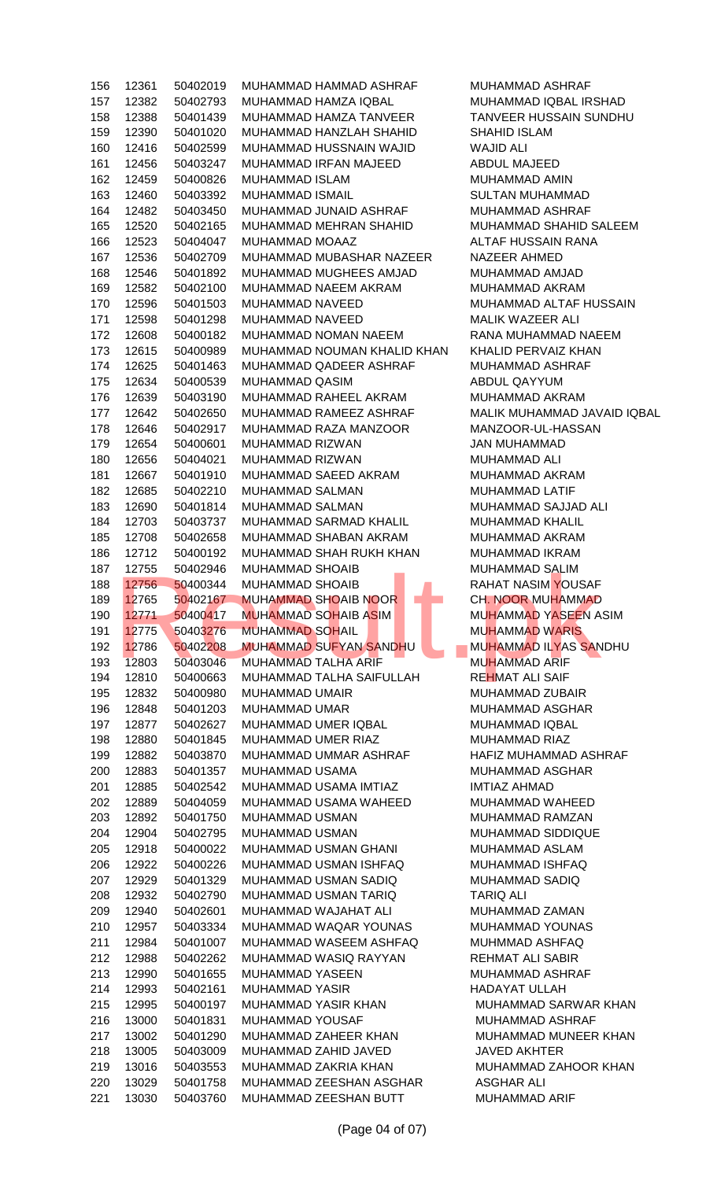| | | | | |
|---|---|---|---|---|
| 156 | 12361 | 50402019 | MUHAMMAD HAMMAD ASHRAF | MUHAMMAD ASHRAF |
| 157 | 12382 | 50402793 | MUHAMMAD HAMZA IQBAL | MUHAMMAD IQBAL IRSHAD |
| 158 | 12388 | 50401439 | MUHAMMAD HAMZA TANVEER | TANVEER HUSSAIN SUNDHU |
| 159 | 12390 | 50401020 | MUHAMMAD HANZLAH SHAHID | SHAHID ISLAM |
| 160 | 12416 | 50402599 | MUHAMMAD HUSSNAIN WAJID | WAJID ALI |
| 161 | 12456 | 50403247 | MUHAMMAD IRFAN MAJEED | ABDUL MAJEED |
| 162 | 12459 | 50400826 | MUHAMMAD ISLAM | MUHAMMAD AMIN |
| 163 | 12460 | 50403392 | MUHAMMAD ISMAIL | SULTAN MUHAMMAD |
| 164 | 12482 | 50403450 | MUHAMMAD JUNAID ASHRAF | MUHAMMAD ASHRAF |
| 165 | 12520 | 50402165 | MUHAMMAD MEHRAN SHAHID | MUHAMMAD SHAHID SALEEM |
| 166 | 12523 | 50404047 | MUHAMMAD MOAAZ | ALTAF HUSSAIN RANA |
| 167 | 12536 | 50402709 | MUHAMMAD MUBASHAR NAZEER | NAZEER AHMED |
| 168 | 12546 | 50401892 | MUHAMMAD MUGHEES AMJAD | MUHAMMAD AMJAD |
| 169 | 12582 | 50402100 | MUHAMMAD NAEEM AKRAM | MUHAMMAD AKRAM |
| 170 | 12596 | 50401503 | MUHAMMAD NAVEED | MUHAMMAD ALTAF HUSSAIN |
| 171 | 12598 | 50401298 | MUHAMMAD NAVEED | MALIK WAZEER ALI |
| 172 | 12608 | 50400182 | MUHAMMAD NOMAN NAEEM | RANA MUHAMMAD NAEEM |
| 173 | 12615 | 50400989 | MUHAMMAD NOUMAN KHALID KHAN | KHALID PERVAIZ KHAN |
| 174 | 12625 | 50401463 | MUHAMMAD QADEER ASHRAF | MUHAMMAD ASHRAF |
| 175 | 12634 | 50400539 | MUHAMMAD QASIM | ABDUL QAYYUM |
| 176 | 12639 | 50403190 | MUHAMMAD RAHEEL AKRAM | MUHAMMAD AKRAM |
| 177 | 12642 | 50402650 | MUHAMMAD RAMEEZ ASHRAF | MALIK MUHAMMAD JAVAID IQBAL |
| 178 | 12646 | 50402917 | MUHAMMAD RAZA MANZOOR | MANZOOR-UL-HASSAN |
| 179 | 12654 | 50400601 | MUHAMMAD RIZWAN | JAN MUHAMMAD |
| 180 | 12656 | 50404021 | MUHAMMAD RIZWAN | MUHAMMAD ALI |
| 181 | 12667 | 50401910 | MUHAMMAD SAEED AKRAM | MUHAMMAD AKRAM |
| 182 | 12685 | 50402210 | MUHAMMAD SALMAN | MUHAMMAD LATIF |
| 183 | 12690 | 50401814 | MUHAMMAD SALMAN | MUHAMMAD SAJJAD ALI |
| 184 | 12703 | 50403737 | MUHAMMAD SARMAD KHALIL | MUHAMMAD KHALIL |
| 185 | 12708 | 50402658 | MUHAMMAD SHABAN AKRAM | MUHAMMAD AKRAM |
| 186 | 12712 | 50400192 | MUHAMMAD SHAH RUKH KHAN | MUHAMMAD IKRAM |
| 187 | 12755 | 50402946 | MUHAMMAD SHOAIB | MUHAMMAD SALIM |
| 188 | 12756 | 50400344 | MUHAMMAD SHOAIB | RAHAT NASIM YOUSAF |
| 189 | 12765 | 50402167 | MUHAMMAD SHOAIB NOOR | CH. NOOR MUHAMMAD |
| 190 | 12771 | 50400417 | MUHAMMAD SOHAIB ASIM | MUHAMMAD YASEEN ASIM |
| 191 | 12775 | 50403276 | MUHAMMAD SOHAIL | MUHAMMAD WARIS |
| 192 | 12786 | 50402208 | MUHAMMAD SUFYAN SANDHU | MUHAMMAD ILYAS SANDHU |
| 193 | 12803 | 50403046 | MUHAMMAD TALHA ARIF | MUHAMMAD ARIF |
| 194 | 12810 | 50400663 | MUHAMMAD TALHA SAIFULLAH | REHMAT ALI SAIF |
| 195 | 12832 | 50400980 | MUHAMMAD UMAIR | MUHAMMAD ZUBAIR |
| 196 | 12848 | 50401203 | MUHAMMAD UMAR | MUHAMMAD ASGHAR |
| 197 | 12877 | 50402627 | MUHAMMAD UMER IQBAL | MUHAMMAD IQBAL |
| 198 | 12880 | 50401845 | MUHAMMAD UMER RIAZ | MUHAMMAD RIAZ |
| 199 | 12882 | 50403870 | MUHAMMAD UMMAR ASHRAF | HAFIZ MUHAMMAD ASHRAF |
| 200 | 12883 | 50401357 | MUHAMMAD USAMA | MUHAMMAD ASGHAR |
| 201 | 12885 | 50402542 | MUHAMMAD USAMA IMTIAZ | IMTIAZ AHMAD |
| 202 | 12889 | 50404059 | MUHAMMAD USAMA WAHEED | MUHAMMAD WAHEED |
| 203 | 12892 | 50401750 | MUHAMMAD USMAN | MUHAMMAD RAMZAN |
| 204 | 12904 | 50402795 | MUHAMMAD USMAN | MUHAMMAD SIDDIQUE |
| 205 | 12918 | 50400022 | MUHAMMAD USMAN GHANI | MUHAMMAD ASLAM |
| 206 | 12922 | 50400226 | MUHAMMAD USMAN ISHFAQ | MUHAMMAD ISHFAQ |
| 207 | 12929 | 50401329 | MUHAMMAD USMAN SADIQ | MUHAMMAD SADIQ |
| 208 | 12932 | 50402790 | MUHAMMAD USMAN TARIQ | TARIQ ALI |
| 209 | 12940 | 50402601 | MUHAMMAD WAJAHAT ALI | MUHAMMAD ZAMAN |
| 210 | 12957 | 50403334 | MUHAMMAD WAQAR YOUNAS | MUHAMMAD YOUNAS |
| 211 | 12984 | 50401007 | MUHAMMAD WASEEM ASHFAQ | MUHMMAD ASHFAQ |
| 212 | 12988 | 50402262 | MUHAMMAD WASIQ RAYYAN | REHMAT ALI SABIR |
| 213 | 12990 | 50401655 | MUHAMMAD YASEEN | MUHAMMAD ASHRAF |
| 214 | 12993 | 50402161 | MUHAMMAD YASIR | HADAYAT ULLAH |
| 215 | 12995 | 50400197 | MUHAMMAD YASIR KHAN | MUHAMMAD SARWAR KHAN |
| 216 | 13000 | 50401831 | MUHAMMAD YOUSAF | MUHAMMAD ASHRAF |
| 217 | 13002 | 50401290 | MUHAMMAD ZAHEER KHAN | MUHAMMAD MUNEER KHAN |
| 218 | 13005 | 50403009 | MUHAMMAD ZAHID JAVED | JAVED AKHTER |
| 219 | 13016 | 50403553 | MUHAMMAD ZAKRIA KHAN | MUHAMMAD ZAHOOR KHAN |
| 220 | 13029 | 50401758 | MUHAMMAD ZEESHAN ASGHAR | ASGHAR ALI |
| 221 | 13030 | 50403760 | MUHAMMAD ZEESHAN BUTT | MUHAMMAD ARIF |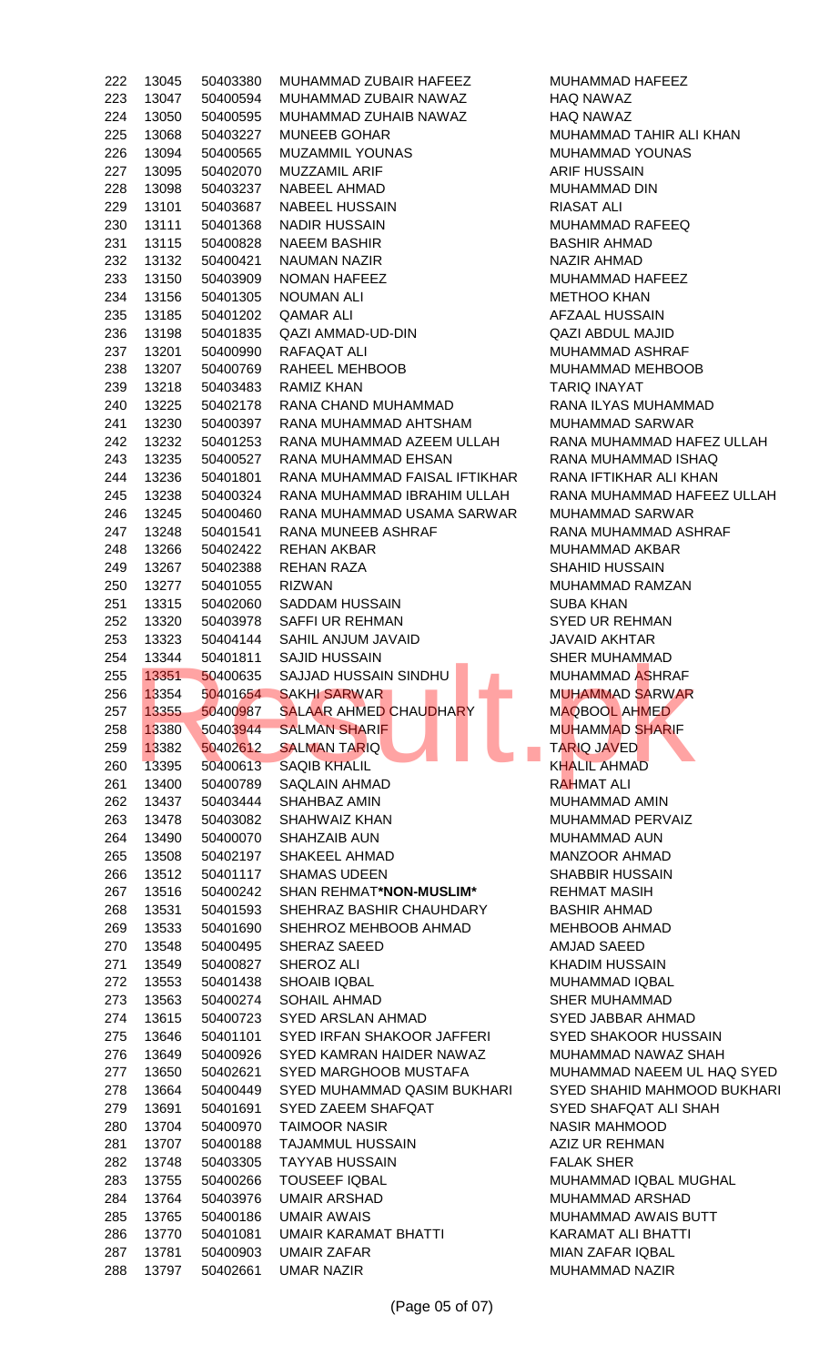| | | | | |
|---|---|---|---|---|
| 222 | 13045 | 50403380 | MUHAMMAD ZUBAIR HAFEEZ | MUHAMMAD HAFEEZ |
| 223 | 13047 | 50400594 | MUHAMMAD ZUBAIR NAWAZ | HAQ NAWAZ |
| 224 | 13050 | 50400595 | MUHAMMAD ZUHAIB NAWAZ | HAQ NAWAZ |
| 225 | 13068 | 50403227 | MUNEEB GOHAR | MUHAMMAD TAHIR ALI KHAN |
| 226 | 13094 | 50400565 | MUZAMMIL YOUNAS | MUHAMMAD YOUNAS |
| 227 | 13095 | 50402070 | MUZZAMIL ARIF | ARIF HUSSAIN |
| 228 | 13098 | 50403237 | NABEEL AHMAD | MUHAMMAD DIN |
| 229 | 13101 | 50403687 | NABEEL HUSSAIN | RIASAT ALI |
| 230 | 13111 | 50401368 | NADIR HUSSAIN | MUHAMMAD RAFEEQ |
| 231 | 13115 | 50400828 | NAEEM BASHIR | BASHIR AHMAD |
| 232 | 13132 | 50400421 | NAUMAN NAZIR | NAZIR AHMAD |
| 233 | 13150 | 50403909 | NOMAN HAFEEZ | MUHAMMAD HAFEEZ |
| 234 | 13156 | 50401305 | NOUMAN ALI | METHOO KHAN |
| 235 | 13185 | 50401202 | QAMAR ALI | AFZAAL HUSSAIN |
| 236 | 13198 | 50401835 | QAZI AMMAD-UD-DIN | QAZI ABDUL MAJID |
| 237 | 13201 | 50400990 | RAFAQAT ALI | MUHAMMAD ASHRAF |
| 238 | 13207 | 50400769 | RAHEEL MEHBOOB | MUHAMMAD MEHBOOB |
| 239 | 13218 | 50403483 | RAMIZ KHAN | TARIQ INAYAT |
| 240 | 13225 | 50402178 | RANA CHAND MUHAMMAD | RANA ILYAS MUHAMMAD |
| 241 | 13230 | 50400397 | RANA MUHAMMAD AHTSHAM | MUHAMMAD SARWAR |
| 242 | 13232 | 50401253 | RANA MUHAMMAD AZEEM ULLAH | RANA MUHAMMAD HAFEZ ULLAH |
| 243 | 13235 | 50400527 | RANA MUHAMMAD EHSAN | RANA MUHAMMAD ISHAQ |
| 244 | 13236 | 50401801 | RANA MUHAMMAD FAISAL IFTIKHAR | RANA IFTIKHAR ALI KHAN |
| 245 | 13238 | 50400324 | RANA MUHAMMAD IBRAHIM ULLAH | RANA MUHAMMAD HAFEEZ ULLAH |
| 246 | 13245 | 50400460 | RANA MUHAMMAD USAMA SARWAR | MUHAMMAD SARWAR |
| 247 | 13248 | 50401541 | RANA MUNEEB ASHRAF | RANA MUHAMMAD ASHRAF |
| 248 | 13266 | 50402422 | REHAN AKBAR | MUHAMMAD AKBAR |
| 249 | 13267 | 50402388 | REHAN RAZA | SHAHID HUSSAIN |
| 250 | 13277 | 50401055 | RIZWAN | MUHAMMAD RAMZAN |
| 251 | 13315 | 50402060 | SADDAM HUSSAIN | SUBA KHAN |
| 252 | 13320 | 50403978 | SAFFI UR REHMAN | SYED UR REHMAN |
| 253 | 13323 | 50404144 | SAHIL ANJUM JAVAID | JAVAID AKHTAR |
| 254 | 13344 | 50401811 | SAJID HUSSAIN | SHER MUHAMMAD |
| 255 | 13351 | 50400635 | SAJJAD HUSSAIN SINDHU | MUHAMMAD ASHRAF |
| 256 | 13354 | 50401654 | SAKHI SARWAR | MUHAMMAD SARWAR |
| 257 | 13355 | 50400987 | SALAAR AHMED CHAUDHARY | MAQBOOL AHMED |
| 258 | 13380 | 50403944 | SALMAN SHARIF | MUHAMMAD SHARIF |
| 259 | 13382 | 50402612 | SALMAN TARIQ | TARIQ JAVED |
| 260 | 13395 | 50400613 | SAQIB KHALIL | KHALIL AHMAD |
| 261 | 13400 | 50400789 | SAQLAIN AHMAD | RAHMAT ALI |
| 262 | 13437 | 50403444 | SHAHBAZ AMIN | MUHAMMAD AMIN |
| 263 | 13478 | 50403082 | SHAHWAIZ KHAN | MUHAMMAD PERVAIZ |
| 264 | 13490 | 50400070 | SHAHZAIB AUN | MUHAMMAD AUN |
| 265 | 13508 | 50402197 | SHAKEEL AHMAD | MANZOOR AHMAD |
| 266 | 13512 | 50401117 | SHAMAS UDEEN | SHABBIR HUSSAIN |
| 267 | 13516 | 50400242 | SHAN REHMAT**NON-MUSLIM** | REHMAT MASIH |
| 268 | 13531 | 50401593 | SHEHRAZ BASHIR CHAUHDARY | BASHIR AHMAD |
| 269 | 13533 | 50401690 | SHEHROZ MEHBOOB AHMAD | MEHBOOB AHMAD |
| 270 | 13548 | 50400495 | SHERAZ SAEED | AMJAD SAEED |
| 271 | 13549 | 50400827 | SHEROZ ALI | KHADIM HUSSAIN |
| 272 | 13553 | 50401438 | SHOAIB IQBAL | MUHAMMAD IQBAL |
| 273 | 13563 | 50400274 | SOHAIL AHMAD | SHER MUHAMMAD |
| 274 | 13615 | 50400723 | SYED ARSLAN AHMAD | SYED JABBAR AHMAD |
| 275 | 13646 | 50401101 | SYED IRFAN SHAKOOR JAFFERI | SYED SHAKOOR HUSSAIN |
| 276 | 13649 | 50400926 | SYED KAMRAN HAIDER NAWAZ | MUHAMMAD NAWAZ SHAH |
| 277 | 13650 | 50402621 | SYED MARGHOOB MUSTAFA | MUHAMMAD NAEEM UL HAQ SYED |
| 278 | 13664 | 50400449 | SYED MUHAMMAD QASIM BUKHARI | SYED SHAHID MAHMOOD BUKHARI |
| 279 | 13691 | 50401691 | SYED ZAEEM SHAFQAT | SYED SHAFQAT ALI SHAH |
| 280 | 13704 | 50400970 | TAIMOOR NASIR | NASIR MAHMOOD |
| 281 | 13707 | 50400188 | TAJAMMUL HUSSAIN | AZIZ UR REHMAN |
| 282 | 13748 | 50403305 | TAYYAB HUSSAIN | FALAK SHER |
| 283 | 13755 | 50400266 | TOUSEEF IQBAL | MUHAMMAD IQBAL MUGHAL |
| 284 | 13764 | 50403976 | UMAIR ARSHAD | MUHAMMAD ARSHAD |
| 285 | 13765 | 50400186 | UMAIR AWAIS | MUHAMMAD AWAIS BUTT |
| 286 | 13770 | 50401081 | UMAIR KARAMAT BHATTI | KARAMAT ALI BHATTI |
| 287 | 13781 | 50400903 | UMAIR ZAFAR | MIAN ZAFAR IQBAL |
| 288 | 13797 | 50402661 | UMAR NAZIR | MUHAMMAD NAZIR |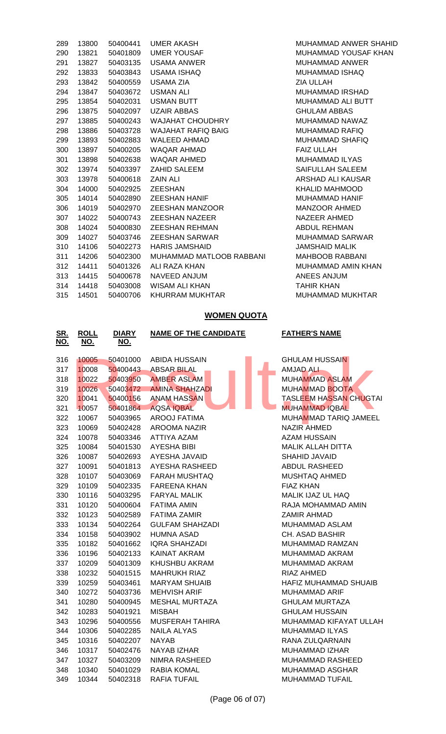| | | | | |
|---|---|---|---|---|
| 289 | 13800 | 50400441 | UMER AKASH | MUHAMMAD ANWER SHAHID |
| 290 | 13821 | 50401809 | UMER YOUSAF | MUHAMMAD YOUSAF KHAN |
| 291 | 13827 | 50403135 | USAMA ANWER | MUHAMMAD ANWER |
| 292 | 13833 | 50403843 | USAMA ISHAQ | MUHAMMAD ISHAQ |
| 293 | 13842 | 50400559 | USAMA ZIA | ZIA ULLAH |
| 294 | 13847 | 50403672 | USMAN ALI | MUHAMMAD IRSHAD |
| 295 | 13854 | 50402031 | USMAN BUTT | MUHAMMAD ALI BUTT |
| 296 | 13875 | 50402097 | UZAIR ABBAS | GHULAM ABBAS |
| 297 | 13885 | 50400243 | WAJAHAT CHOUDHRY | MUHAMMAD NAWAZ |
| 298 | 13886 | 50403728 | WAJAHAT RAFIQ BAIG | MUHAMMAD RAFIQ |
| 299 | 13893 | 50402883 | WALEED AHMAD | MUHAMMAD SHAFIQ |
| 300 | 13897 | 50400205 | WAQAR AHMAD | FAIZ ULLAH |
| 301 | 13898 | 50402638 | WAQAR AHMED | MUHAMMAD ILYAS |
| 302 | 13974 | 50403397 | ZAHID SALEEM | SAIFULLAH SALEEM |
| 303 | 13978 | 50400618 | ZAIN ALI | ARSHAD ALI KAUSAR |
| 304 | 14000 | 50402925 | ZEESHAN | KHALID MAHMOOD |
| 305 | 14014 | 50402890 | ZEESHAN HANIF | MUHAMMAD HANIF |
| 306 | 14019 | 50402970 | ZEESHAN MANZOOR | MANZOOR AHMED |
| 307 | 14022 | 50400743 | ZEESHAN NAZEER | NAZEER AHMED |
| 308 | 14024 | 50400830 | ZEESHAN REHMAN | ABDUL REHMAN |
| 309 | 14027 | 50403746 | ZEESHAN SARWAR | MUHAMMAD SARWAR |
| 310 | 14106 | 50402273 | HARIS JAMSHAID | JAMSHAID MALIK |
| 311 | 14206 | 50402300 | MUHAMMAD MATLOOB RABBANI | MAHBOOB RABBANI |
| 312 | 14411 | 50401326 | ALI RAZA KHAN | MUHAMMAD AMIN KHAN |
| 313 | 14415 | 50400678 | NAVEED ANJUM | ANEES ANJUM |
| 314 | 14418 | 50403008 | WISAM ALI KHAN | TAHIR KHAN |
| 315 | 14501 | 50400706 | KHURRAM MUKHTAR | MUHAMMAD MUKHTAR |

## WOMEN QUOTA

| SR. NO. | ROLL NO. | DIARY NO. | NAME OF THE CANDIDATE | FATHER'S NAME |
|---|---|---|---|---|
| 316 | 10005 | 50401000 | ABIDA HUSSAIN | GHULAM HUSSAIN |
| 317 | 10008 | 50400443 | ABSAR BILAL | AMJAD ALI |
| 318 | 10022 | 50403950 | AMBER ASLAM | MUHAMMAD ASLAM |
| 319 | 10026 | 50403472 | AMINA SHAHZADI | MUHAMMAD BOOTA |
| 320 | 10041 | 50400156 | ANAM HASSAN | TASLEEM HASSAN CHUGTAI |
| 321 | 10057 | 50401864 | AQSA IQBAL | MUHAMMAD IQBAL |
| 322 | 10067 | 50403965 | AROOJ FATIMA | MUHAMMAD TARIQ JAMEEL |
| 323 | 10069 | 50402428 | AROOMA NAZIR | NAZIR AHMED |
| 324 | 10078 | 50403346 | ATTIYA AZAM | AZAM HUSSAIN |
| 325 | 10084 | 50401530 | AYESHA BIBI | MALIK ALLAH DITTA |
| 326 | 10087 | 50402693 | AYESHA JAVAID | SHAHID JAVAID |
| 327 | 10091 | 50401813 | AYESHA RASHEED | ABDUL RASHEED |
| 328 | 10107 | 50403069 | FARAH MUSHTAQ | MUSHTAQ AHMED |
| 329 | 10109 | 50402335 | FAREENA KHAN | FIAZ KHAN |
| 330 | 10116 | 50403295 | FARYAL MALIK | MALIK IJAZ UL HAQ |
| 331 | 10120 | 50400604 | FATIMA AMIN | RAJA MOHAMMAD AMIN |
| 332 | 10123 | 50402589 | FATIMA ZAMIR | ZAMIR AHMAD |
| 333 | 10134 | 50402264 | GULFAM SHAHZADI | MUHAMMAD ASLAM |
| 334 | 10158 | 50403902 | HUMNA ASAD | CH. ASAD BASHIR |
| 335 | 10182 | 50401662 | IQRA SHAHZADI | MUHAMMAD RAMZAN |
| 336 | 10196 | 50402133 | KAINAT AKRAM | MUHAMMAD AKRAM |
| 337 | 10209 | 50401309 | KHUSHBU AKRAM | MUHAMMAD AKRAM |
| 338 | 10232 | 50401515 | MAHRUKH RIAZ | RIAZ AHMED |
| 339 | 10259 | 50403461 | MARYAM SHUAIB | HAFIZ MUHAMMAD SHUAIB |
| 340 | 10272 | 50403736 | MEHVISH ARIF | MUHAMMAD ARIF |
| 341 | 10280 | 50400945 | MESHAL MURTAZA | GHULAM MURTAZA |
| 342 | 10283 | 50401921 | MISBAH | GHULAM HUSSAIN |
| 343 | 10296 | 50400556 | MUSFERAH TAHIRA | MUHAMMAD KIFAYAT ULLAH |
| 344 | 10306 | 50402285 | NAILA ALYAS | MUHAMMAD ILYAS |
| 345 | 10316 | 50402207 | NAYAB | RANA ZULQARNAIN |
| 346 | 10317 | 50402476 | NAYAB IZHAR | MUHAMMAD IZHAR |
| 347 | 10327 | 50403209 | NIMRA RASHEED | MUHAMMAD RASHEED |
| 348 | 10340 | 50401029 | RABIA KOMAL | MUHAMMAD ASGHAR |
| 349 | 10344 | 50402318 | RAFIA TUFAIL | MUHAMMAD TUFAIL |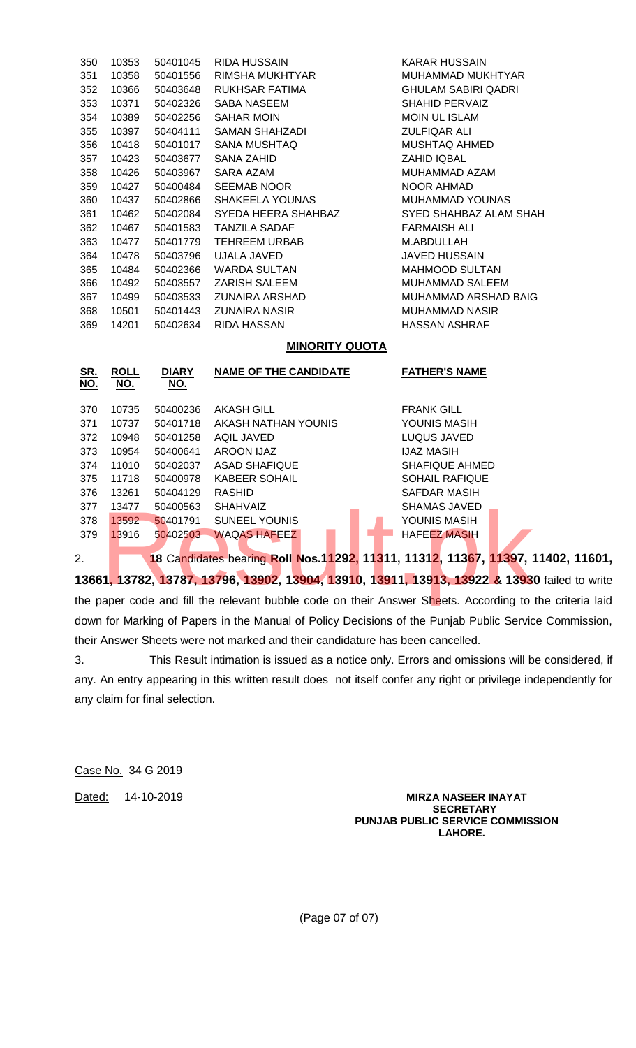| | | | | |
|---|---|---|---|---|
| 350 | 10353 | 50401045 | RIDA HUSSAIN | KARAR HUSSAIN |
| 351 | 10358 | 50401556 | RIMSHA MUKHTYAR | MUHAMMAD MUKHTYAR |
| 352 | 10366 | 50403648 | RUKHSAR FATIMA | GHULAM SABIRI QADRI |
| 353 | 10371 | 50402326 | SABA NASEEM | SHAHID PERVAIZ |
| 354 | 10389 | 50402256 | SAHAR MOIN | MOIN UL ISLAM |
| 355 | 10397 | 50404111 | SAMAN SHAHZADI | ZULFIQAR ALI |
| 356 | 10418 | 50401017 | SANA MUSHTAQ | MUSHTAQ AHMED |
| 357 | 10423 | 50403677 | SANA ZAHID | ZAHID IQBAL |
| 358 | 10426 | 50403967 | SARA AZAM | MUHAMMAD AZAM |
| 359 | 10427 | 50400484 | SEEMAB NOOR | NOOR AHMAD |
| 360 | 10437 | 50402866 | SHAKEELA YOUNAS | MUHAMMAD YOUNAS |
| 361 | 10462 | 50402084 | SYEDA HEERA SHAHBAZ | SYED SHAHBAZ ALAM SHAH |
| 362 | 10467 | 50401583 | TANZILA SADAF | FARMAISH ALI |
| 363 | 10477 | 50401779 | TEHREEM URBAB | M.ABDULLAH |
| 364 | 10478 | 50403796 | UJALA JAVED | JAVED HUSSAIN |
| 365 | 10484 | 50402366 | WARDA SULTAN | MAHMOOD SULTAN |
| 366 | 10492 | 50403557 | ZARISH SALEEM | MUHAMMAD SALEEM |
| 367 | 10499 | 50403533 | ZUNAIRA ARSHAD | MUHAMMAD ARSHAD BAIG |
| 368 | 10501 | 50401443 | ZUNAIRA NASIR | MUHAMMAD NASIR |
| 369 | 14201 | 50402634 | RIDA HASSAN | HASSAN ASHRAF |

## MINORITY QUOTA

| SR. NO. | ROLL NO. | DIARY NO. | NAME OF THE CANDIDATE | FATHER'S NAME |
|---|---|---|---|---|
| 370 | 10735 | 50400236 | AKASH GILL | FRANK GILL |
| 371 | 10737 | 50401718 | AKASH NATHAN YOUNIS | YOUNIS MASIH |
| 372 | 10948 | 50401258 | AQIL JAVED | LUQUS JAVED |
| 373 | 10954 | 50400641 | AROON IJAZ | IJAZ MASIH |
| 374 | 11010 | 50402037 | ASAD SHAFIQUE | SHAFIQUE AHMED |
| 375 | 11718 | 50400978 | KABEER SOHAIL | SOHAIL RAFIQUE |
| 376 | 13261 | 50404129 | RASHID | SAFDAR MASIH |
| 377 | 13477 | 50400563 | SHAHVAIZ | SHAMAS JAVED |
| 378 | 13592 | 50401791 | SUNEEL YOUNIS | YOUNIS MASIH |
| 379 | 13916 | 50402503 | WAQAS HAFEEZ | HAFEEZ MASIH |

2. **18** Candidates bearing **Roll Nos.11292, 11311, 11312, 11367, 11397, 11402, 11601, 13661, 13782, 13787, 13796, 13902, 13904, 13910, 13911, 13913, 13922 & 13930** failed to write the paper code and fill the relevant bubble code on their Answer Sheets. According to the criteria laid down for Marking of Papers in the Manual of Policy Decisions of the Punjab Public Service Commission, their Answer Sheets were not marked and their candidature has been cancelled.

3. This Result intimation is issued as a notice only. Errors and omissions will be considered, if any. An entry appearing in this written result does not itself confer any right or privilege independently for any claim for final selection.

Case No. 34 G 2019

Dated: 14-10-2019

**MIRZA NASEER INAYAT**
**SECRETARY**
**PUNJAB PUBLIC SERVICE COMMISSION**
**LAHORE.**